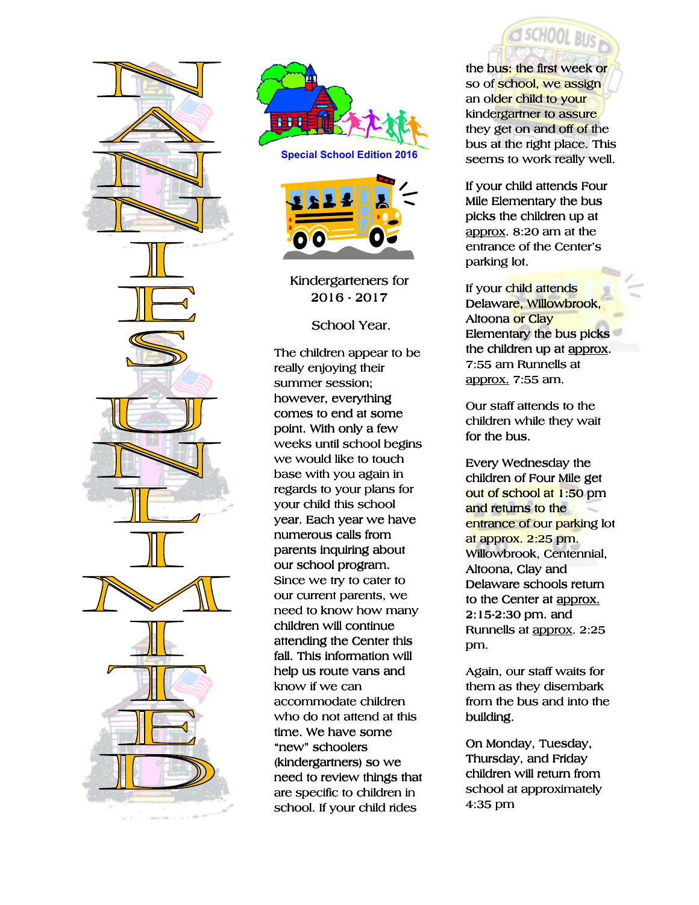# NANNIES UNLIMITED

Special School Edition 2016

Kindergarteners for 2016 - 2017

School Year.

The children appear to be really enjoying their summer session; however, everything comes to end at some point. With only a few weeks until school begins we would like to touch base with you again in regards to your plans for your child this school year. Each year we have numerous calls from parents inquiring about our school program. Since we try to cater to our current parents, we need to know how many children will continue attending the Center this fall. This information will help us route vans and know if we can accommodate children who do not attend at this time. We have some "new" schoolers (kindergartners) so we need to review things that are specific to children in school. If your child rides the bus: the first week or so of school, we assign an older child to your kindergartner to assure they get on and off of the bus at the right place. This seems to work really well.

If your child attends Four Mile Elementary the bus picks the children up at approx. 8:20 am at the entrance of the Center's parking lot.

If your child attends Delaware, Willowbrook, Altoona or Clay Elementary the bus picks the children up at approx. 7:55 am Runnells at approx. 7:55 am.

Our staff attends to the children while they wait for the bus.

Every Wednesday the children of Four Mile get out of school at 1:50 pm and returns to the entrance of our parking lot at approx. 2:25 pm. Willowbrook, Centennial, Altoona, Clay and Delaware schools return to the Center at approx. 2:15-2:30 pm. and Runnells at approx. 2:25 pm.

Again, our staff waits for them as they disembark from the bus and into the building.

On Monday, Tuesday, Thursday, and Friday children will return from school at approximately 4:35 pm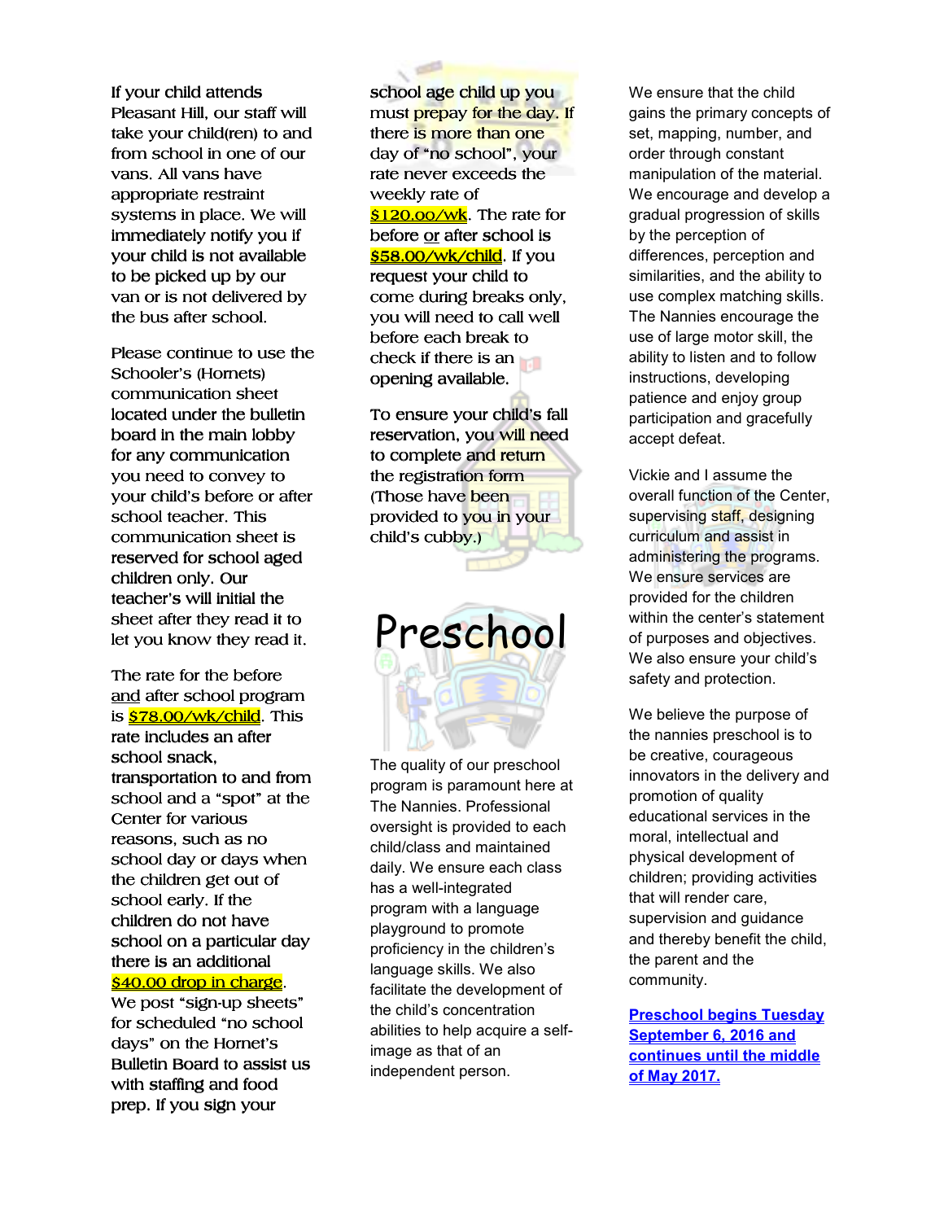If your child attends Pleasant Hill, our staff will take your child(ren) to and from school in one of our vans. All vans have appropriate restraint systems in place. We will immediately notify you if your child is not available to be picked up by our van or is not delivered by the bus after school.

Please continue to use the Schooler's (Hornets) communication sheet located under the bulletin board in the main lobby for any communication you need to convey to your child's before or after school teacher. This communication sheet is reserved for school aged children only. Our teacher's will initial the sheet after they read it to let you know they read it.

The rate for the before <u>and</u> after school program is <u>$78.00/wk/child</u>. This rate includes an after school snack, transportation to and from school and a "spot" at the Center for various reasons, such as no school day or days when the children get out of school early. If the children do not have school on a particular day there is an additional <u>$40.00 drop in charge</u>. We post "sign-up sheets" for scheduled "no school days" on the Hornet's Bulletin Board to assist us with staffing and food prep. If you sign your school age child up you must prepay for the day. If there is more than one day of "no school", your rate never exceeds the weekly rate of <u>$120.00/wk</u>. The rate for before <u>or</u> after school is <u>$58.00/wk/child</u>. If you request your child to come during breaks only, you will need to call well before each break to check if there is an opening available.

To ensure your child's fall reservation, you will need to complete and return the registration form (Those have been provided to you in your child's cubby.)

# Preschool

The quality of our preschool program is paramount here at The Nannies. Professional oversight is provided to each child/class and maintained daily. We ensure each class has a well-integrated program with a language playground to promote proficiency in the children's language skills. We also facilitate the development of the child's concentration abilities to help acquire a self-image as that of an independent person.

We ensure that the child gains the primary concepts of set, mapping, number, and order through constant manipulation of the material. We encourage and develop a gradual progression of skills by the perception of differences, perception and similarities, and the ability to use complex matching skills. The Nannies encourage the use of large motor skill, the ability to listen and to follow instructions, developing patience and enjoy group participation and gracefully accept defeat.

Vickie and I assume the overall function of the Center, supervising staff, designing curriculum and assist in administering the programs. We ensure services are provided for the children within the center's statement of purposes and objectives. We also ensure your child's safety and protection.

We believe the purpose of the nannies preschool is to be creative, courageous innovators in the delivery and promotion of quality educational services in the moral, intellectual and physical development of children; providing activities that will render care, supervision and guidance and thereby benefit the child, the parent and the community.

**<u>Preschool begins Tuesday September 6, 2016 and continues until the middle of May 2017.</u>**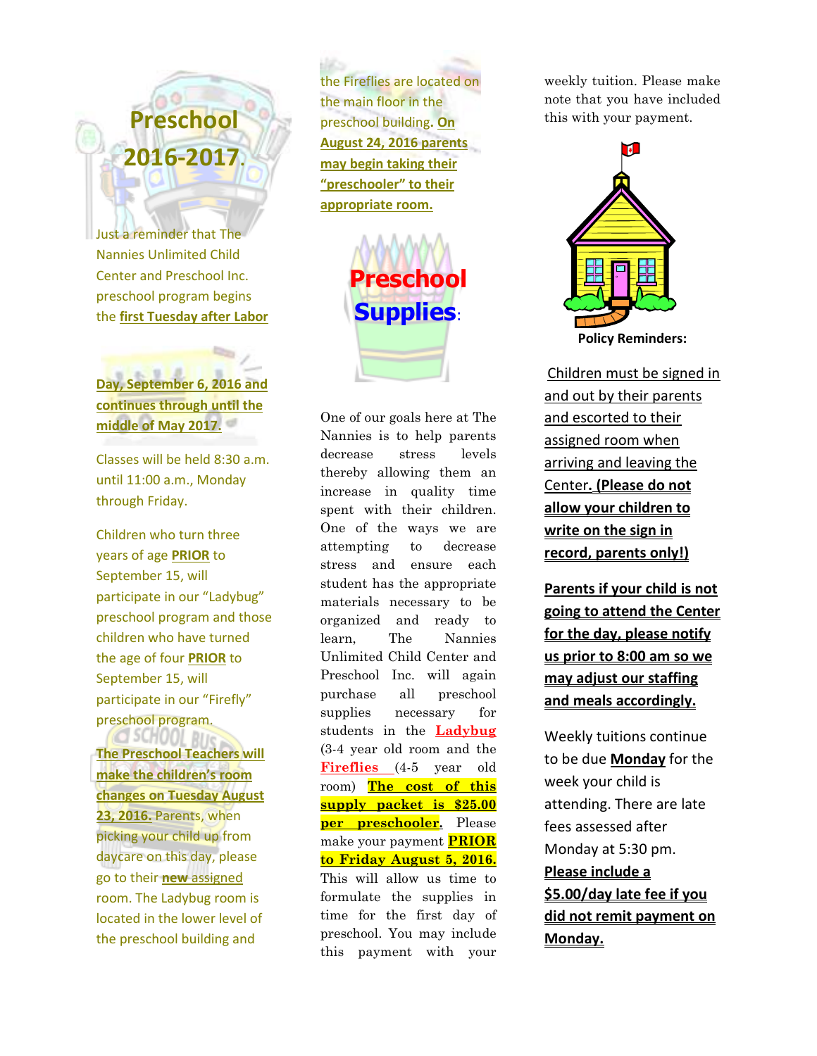# Preschool 2016-2017.

Just a reminder that The Nannies Unlimited Child Center and Preschool Inc. preschool program begins the **first Tuesday after Labor Day, September 6, 2016 and continues through until the middle of May 2017.**

Classes will be held 8:30 a.m. until 11:00 a.m., Monday through Friday.

Children who turn three years of age **PRIOR** to September 15, will participate in our "Ladybug" preschool program and those children who have turned the age of four **PRIOR** to September 15, will participate in our "Firefly" preschool program.

**The Preschool Teachers will make the children's room changes on Tuesday August 23, 2016.** Parents, when picking your child up from daycare on this day, please go to their **new** assigned room. The Ladybug room is located in the lower level of the preschool building and the Fireflies are located on the main floor in the preschool building. **On August 24, 2016 parents may begin taking their "preschooler" to their appropriate room.**

## Preschool Supplies:

One of our goals here at The Nannies is to help parents decrease stress levels thereby allowing them an increase in quality time spent with their children. One of the ways we are attempting to decrease stress and ensure each student has the appropriate materials necessary to be organized and ready to learn, The Nannies Unlimited Child Center and Preschool Inc. will again purchase all preschool supplies necessary for students in the **Ladybug** (3-4 year old room and the **Fireflies** (4-5 year old room) **The cost of this supply packet is $25.00 per preschooler.** Please make your payment **PRIOR to Friday August 5, 2016.** This will allow us time to formulate the supplies in time for the first day of preschool. You may include this payment with your weekly tuition. Please make note that you have included this with your payment.

**Policy Reminders:**

Children must be signed in and out by their parents and escorted to their assigned room when arriving and leaving the Center**. (Please do not allow your children to write on the sign in record, parents only!)**

**Parents if your child is not going to attend the Center for the day, please notify us prior to 8:00 am so we may adjust our staffing and meals accordingly.**

Weekly tuitions continue to be due **Monday** for the week your child is attending. There are late fees assessed after Monday at 5:30 pm. **Please include a $5.00/day late fee if you did not remit payment on Monday.**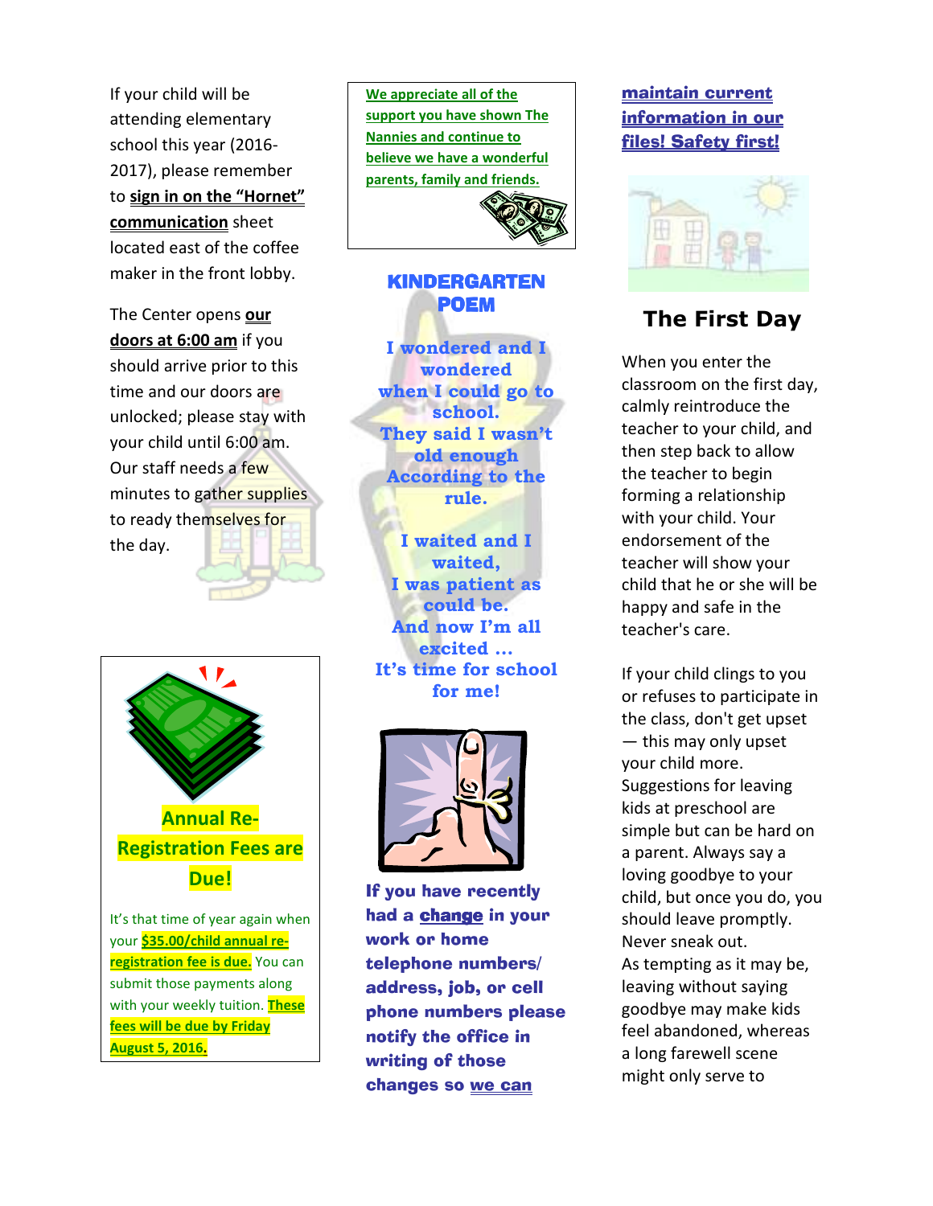If your child will be attending elementary school this year (2016-2017), please remember to **sign in on the "Hornet" communication** sheet located east of the coffee maker in the front lobby.

The Center opens **our doors at 6:00 am** if you should arrive prior to this time and our doors are unlocked; please stay with your child until 6:00 am. Our staff needs a few minutes to gather supplies to ready themselves for the day.

**Annual Re-Registration Fees are Due!**

It's that time of year again when your **$35.00/child annual re-registration fee is due.** You can submit those payments along with your weekly tuition. **These fees will be due by Friday August 5, 2016.**

**We appreciate all of the support you have shown The Nannies and continue to believe we have a wonderful parents, family and friends.**

## KINDERGARTEN POEM

I wondered and I wondered
when I could go to school.
They said I wasn't old enough
According to the rule.

I waited and I waited,
I was patient as could be.
And now I'm all excited …
It's time for school for me!

**If you have recently had a change in your work or home telephone numbers/ address, job, or cell phone numbers please notify the office in writing of those changes so we can maintain current information in our files! Safety first!**

## The First Day

When you enter the classroom on the first day, calmly reintroduce the teacher to your child, and then step back to allow the teacher to begin forming a relationship with your child. Your endorsement of the teacher will show your child that he or she will be happy and safe in the teacher's care.

If your child clings to you or refuses to participate in the class, don't get upset — this may only upset your child more. Suggestions for leaving kids at preschool are simple but can be hard on a parent. Always say a loving goodbye to your child, but once you do, you should leave promptly. Never sneak out. As tempting as it may be, leaving without saying goodbye may make kids feel abandoned, whereas a long farewell scene might only serve to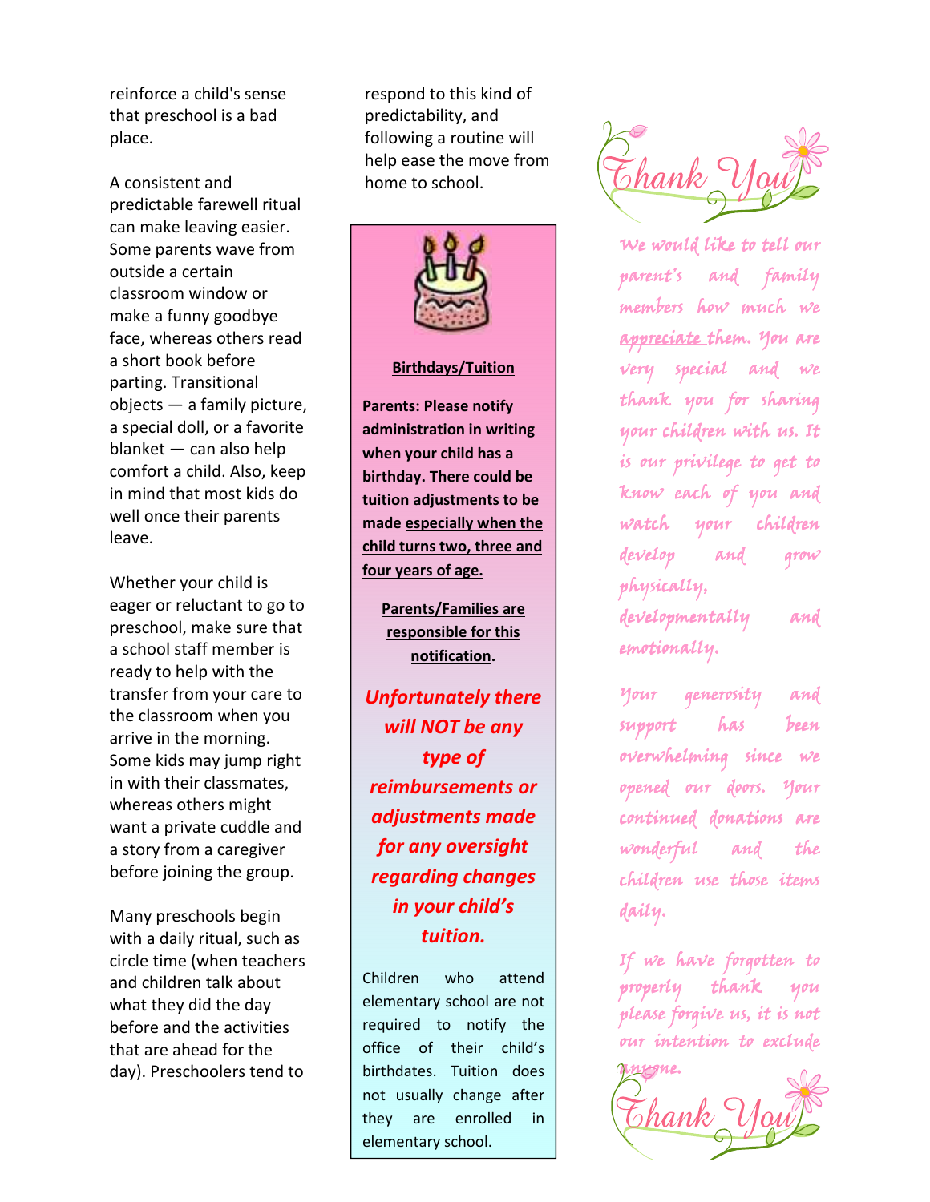reinforce a child's sense that preschool is a bad place.

A consistent and predictable farewell ritual can make leaving easier. Some parents wave from outside a certain classroom window or make a funny goodbye face, whereas others read a short book before parting. Transitional objects — a family picture, a special doll, or a favorite blanket — can also help comfort a child. Also, keep in mind that most kids do well once their parents leave.

Whether your child is eager or reluctant to go to preschool, make sure that a school staff member is ready to help with the transfer from your care to the classroom when you arrive in the morning. Some kids may jump right in with their classmates, whereas others might want a private cuddle and a story from a caregiver before joining the group.

Many preschools begin with a daily ritual, such as circle time (when teachers and children talk about what they did the day before and the activities that are ahead for the day). Preschoolers tend to respond to this kind of predictability, and following a routine will help ease the move from home to school.

**Birthdays/Tuition**

**Parents: Please notify administration in writing when your child has a birthday. There could be tuition adjustments to be made especially when the child turns two, three and four years of age.**

**Parents/Families are responsible for this notification.**

***Unfortunately there will NOT be any type of reimbursements or adjustments made for any oversight regarding changes in your child's tuition.***

Children who attend elementary school are not required to notify the office of their child's birthdates. Tuition does not usually change after they are enrolled in elementary school.

## Thank You

We would like to tell our parent's and family members how much we appreciate them. You are very special and we thank you for sharing your children with us. It is our privilege to get to know each of you and watch your children develop and grow physically, developmentally and emotionally.

Your generosity and support has been overwhelming since we opened our doors. Your continued donations are wonderful and the children use those items daily.

If we have forgotten to properly thank you please forgive us, it is not our intention to exclude anyone.

## Thank You